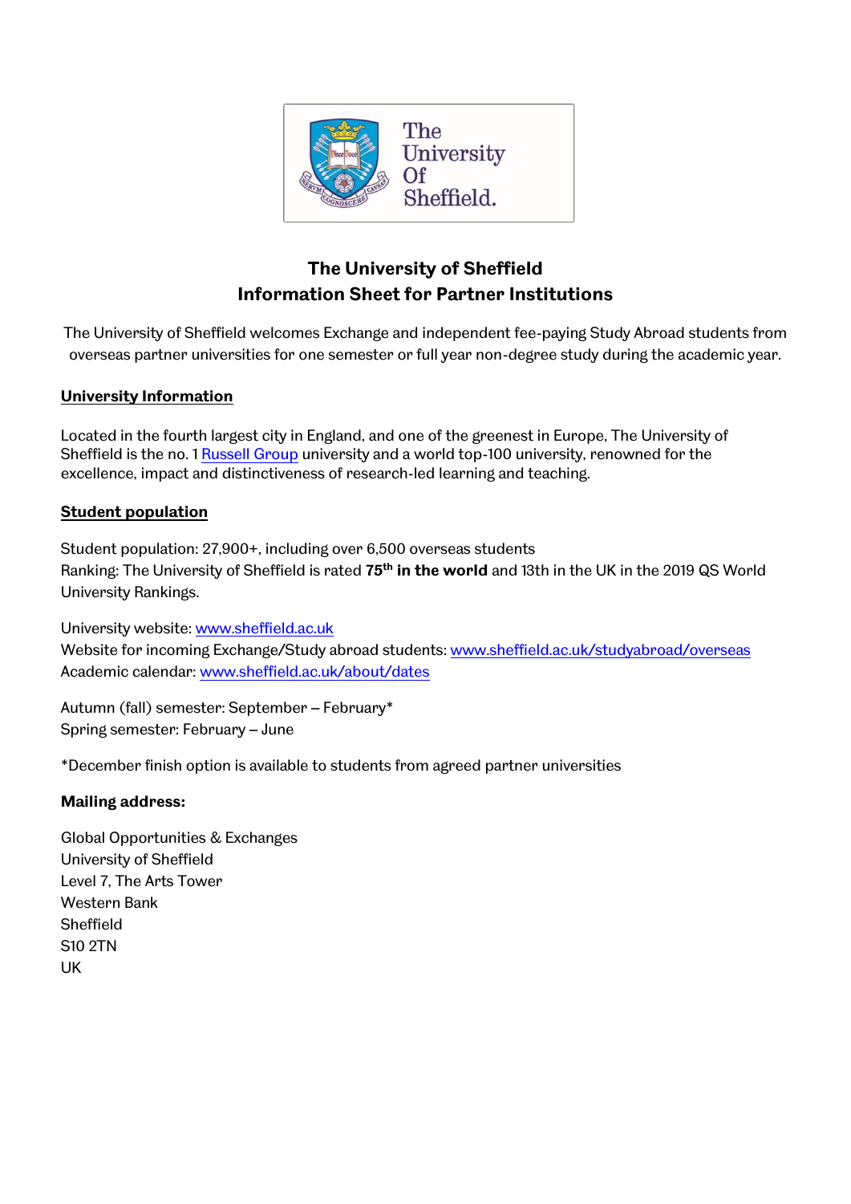# The University of Sheffield
## Information Sheet for Partner Institutions

The University of Sheffield welcomes Exchange and independent fee-paying Study Abroad students from overseas partner universities for one semester or full year non-degree study during the academic year.

**University Information**

Located in the fourth largest city in England, and one of the greenest in Europe, The University of Sheffield is the no. 1 [Russell Group](#) university and a world top-100 university, renowned for the excellence, impact and distinctiveness of research-led learning and teaching.

**Student population**

Student population: 27,900+, including over 6,500 overseas students
Ranking: The University of Sheffield is rated **75th in the world** and 13th in the UK in the 2019 QS World University Rankings.

University website: [www.sheffield.ac.uk](http://www.sheffield.ac.uk)
Website for incoming Exchange/Study abroad students: [www.sheffield.ac.uk/studyabroad/overseas](http://www.sheffield.ac.uk/studyabroad/overseas)
Academic calendar: [www.sheffield.ac.uk/about/dates](http://www.sheffield.ac.uk/about/dates)

Autumn (fall) semester: September – February*
Spring semester: February – June

*December finish option is available to students from agreed partner universities

**Mailing address:**

Global Opportunities & Exchanges
University of Sheffield
Level 7, The Arts Tower
Western Bank
Sheffield
S10 2TN
UK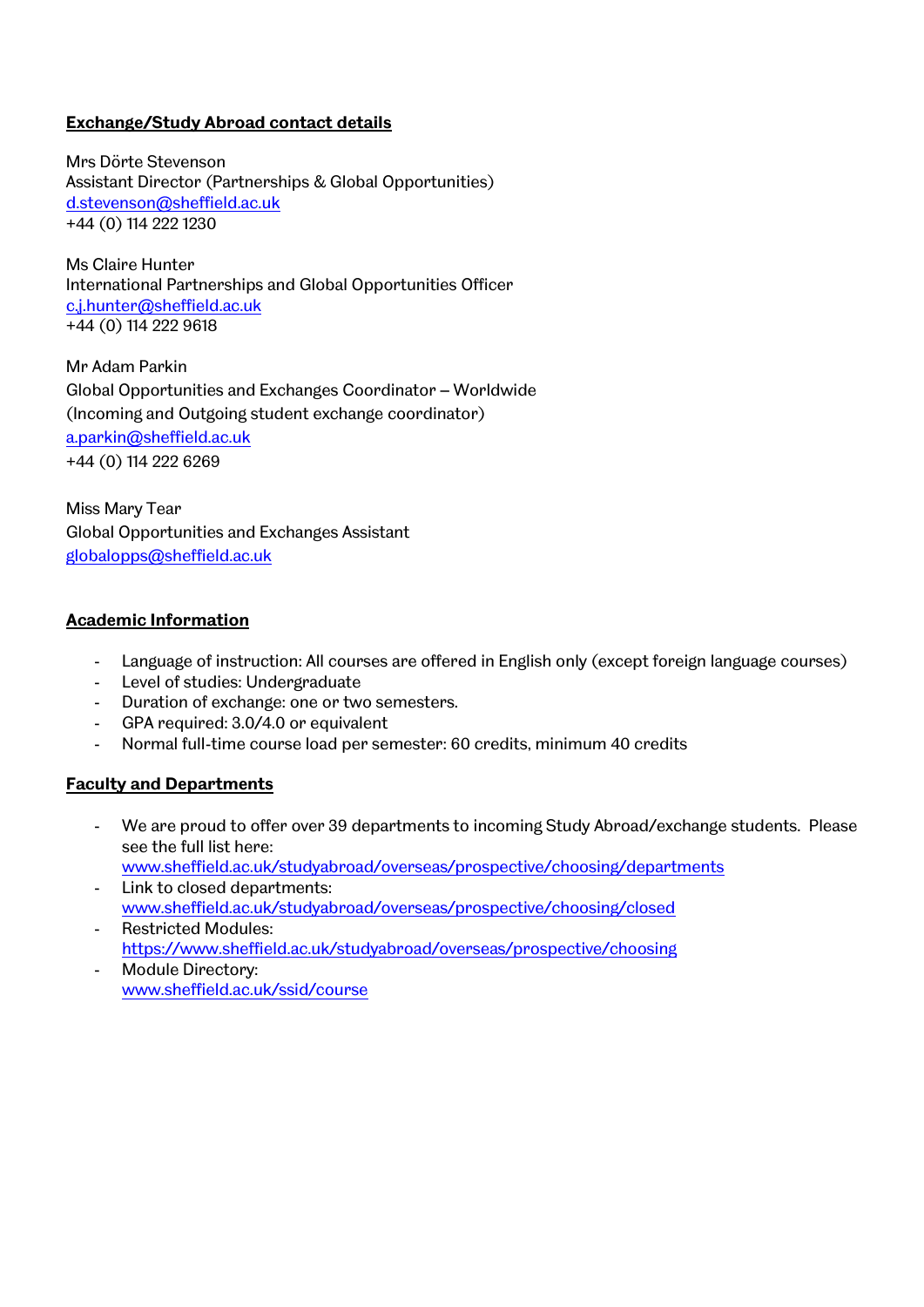**Exchange/Study Abroad contact details**

Mrs Dörte Stevenson
Assistant Director (Partnerships & Global Opportunities)
d.stevenson@sheffield.ac.uk
+44 (0) 114 222 1230

Ms Claire Hunter
International Partnerships and Global Opportunities Officer
c.j.hunter@sheffield.ac.uk
+44 (0) 114 222 9618

Mr Adam Parkin
Global Opportunities and Exchanges Coordinator – Worldwide
(Incoming and Outgoing student exchange coordinator)
a.parkin@sheffield.ac.uk
+44 (0) 114 222 6269

Miss Mary Tear
Global Opportunities and Exchanges Assistant
globalopps@sheffield.ac.uk

**Academic Information**

- Language of instruction: All courses are offered in English only (except foreign language courses)
- Level of studies: Undergraduate
- Duration of exchange: one or two semesters.
- GPA required: 3.0/4.0 or equivalent
- Normal full-time course load per semester: 60 credits, minimum 40 credits

**Faculty and Departments**

- We are proud to offer over 39 departments to incoming Study Abroad/exchange students. Please see the full list here: www.sheffield.ac.uk/studyabroad/overseas/prospective/choosing/departments
- Link to closed departments: www.sheffield.ac.uk/studyabroad/overseas/prospective/choosing/closed
- Restricted Modules: https://www.sheffield.ac.uk/studyabroad/overseas/prospective/choosing
- Module Directory: www.sheffield.ac.uk/ssid/course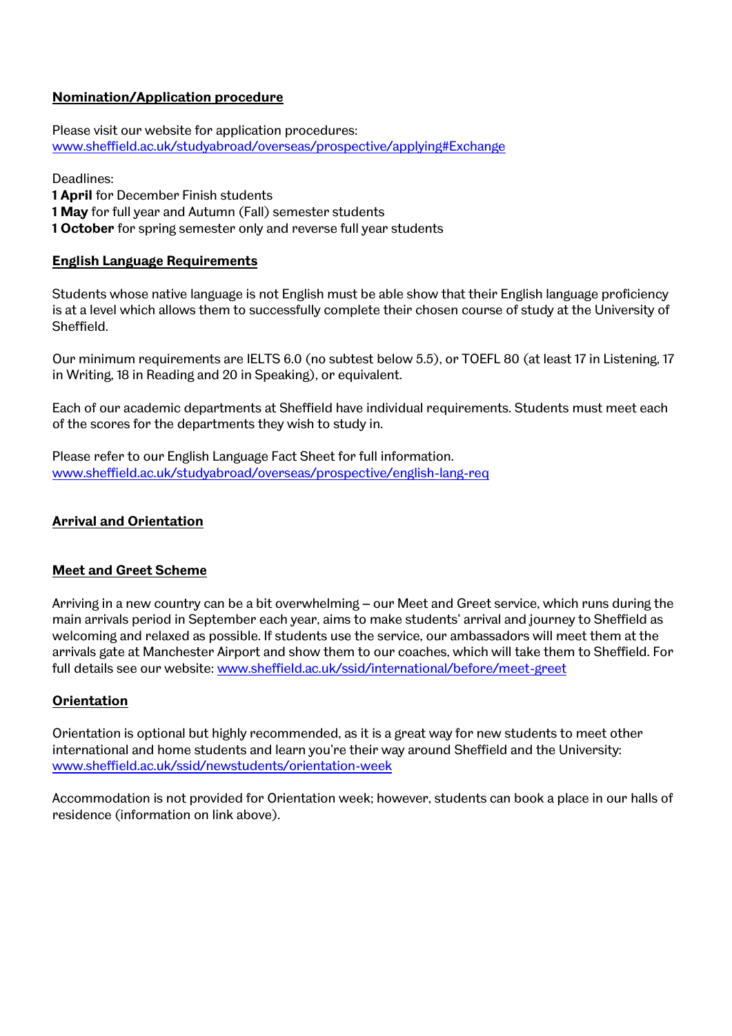## Nomination/Application procedure

Please visit our website for application procedures:
[www.sheffield.ac.uk/studyabroad/overseas/prospective/applying#Exchange](www.sheffield.ac.uk/studyabroad/overseas/prospective/applying#Exchange)

Deadlines:
**1 April** for December Finish students
**1 May** for full year and Autumn (Fall) semester students
**1 October** for spring semester only and reverse full year students

## English Language Requirements

Students whose native language is not English must be able show that their English language proficiency is at a level which allows them to successfully complete their chosen course of study at the University of Sheffield.

Our minimum requirements are IELTS 6.0 (no subtest below 5.5), or TOEFL 80 (at least 17 in Listening, 17 in Writing, 18 in Reading and 20 in Speaking), or equivalent.

Each of our academic departments at Sheffield have individual requirements. Students must meet each of the scores for the departments they wish to study in.

Please refer to our English Language Fact Sheet for full information.
[www.sheffield.ac.uk/studyabroad/overseas/prospective/english-lang-req](www.sheffield.ac.uk/studyabroad/overseas/prospective/english-lang-req)

## Arrival and Orientation

### Meet and Greet Scheme

Arriving in a new country can be a bit overwhelming – our Meet and Greet service, which runs during the main arrivals period in September each year, aims to make students' arrival and journey to Sheffield as welcoming and relaxed as possible. If students use the service, our ambassadors will meet them at the arrivals gate at Manchester Airport and show them to our coaches, which will take them to Sheffield. For full details see our website: [www.sheffield.ac.uk/ssid/international/before/meet-greet](www.sheffield.ac.uk/ssid/international/before/meet-greet)

### Orientation

Orientation is optional but highly recommended, as it is a great way for new students to meet other international and home students and learn you're their way around Sheffield and the University:
[www.sheffield.ac.uk/ssid/newstudents/orientation-week](www.sheffield.ac.uk/ssid/newstudents/orientation-week)

Accommodation is not provided for Orientation week; however, students can book a place in our halls of residence (information on link above).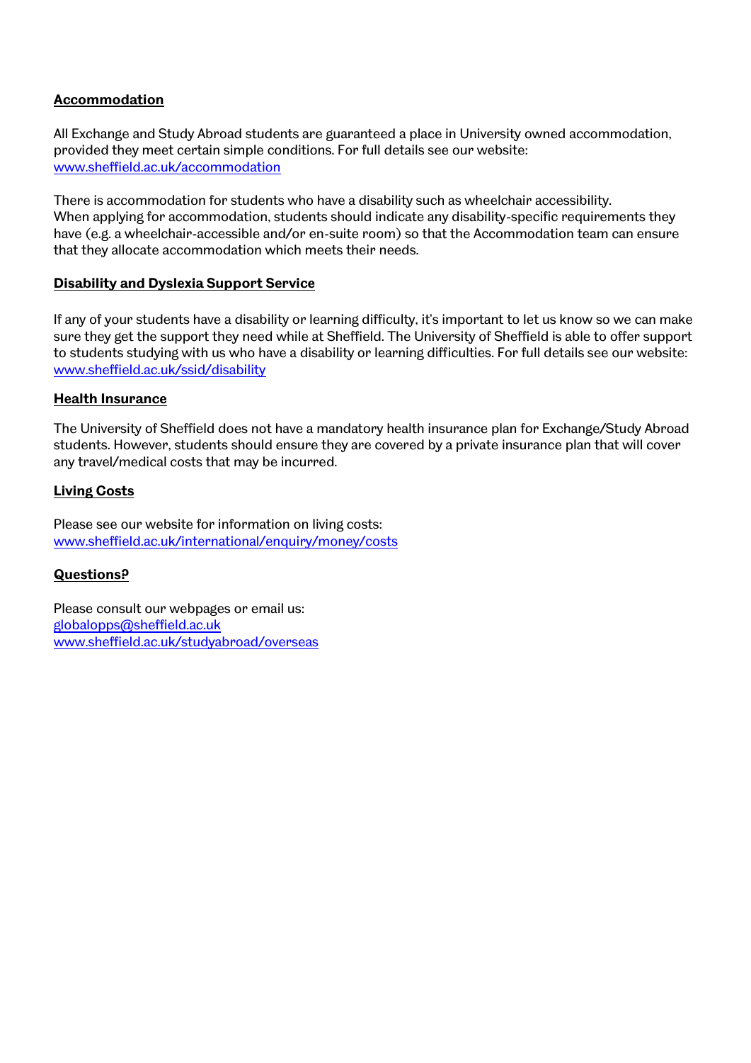**Accommodation**

All Exchange and Study Abroad students are guaranteed a place in University owned accommodation, provided they meet certain simple conditions. For full details see our website: www.sheffield.ac.uk/accommodation

There is accommodation for students who have a disability such as wheelchair accessibility. When applying for accommodation, students should indicate any disability-specific requirements they have (e.g. a wheelchair-accessible and/or en-suite room) so that the Accommodation team can ensure that they allocate accommodation which meets their needs.

**Disability and Dyslexia Support Service**

If any of your students have a disability or learning difficulty, it's important to let us know so we can make sure they get the support they need while at Sheffield. The University of Sheffield is able to offer support to students studying with us who have a disability or learning difficulties. For full details see our website: www.sheffield.ac.uk/ssid/disability

**Health Insurance**

The University of Sheffield does not have a mandatory health insurance plan for Exchange/Study Abroad students. However, students should ensure they are covered by a private insurance plan that will cover any travel/medical costs that may be incurred.

**Living Costs**

Please see our website for information on living costs:
www.sheffield.ac.uk/international/enquiry/money/costs

**Questions?**

Please consult our webpages or email us:
globalopps@sheffield.ac.uk
www.sheffield.ac.uk/studyabroad/overseas